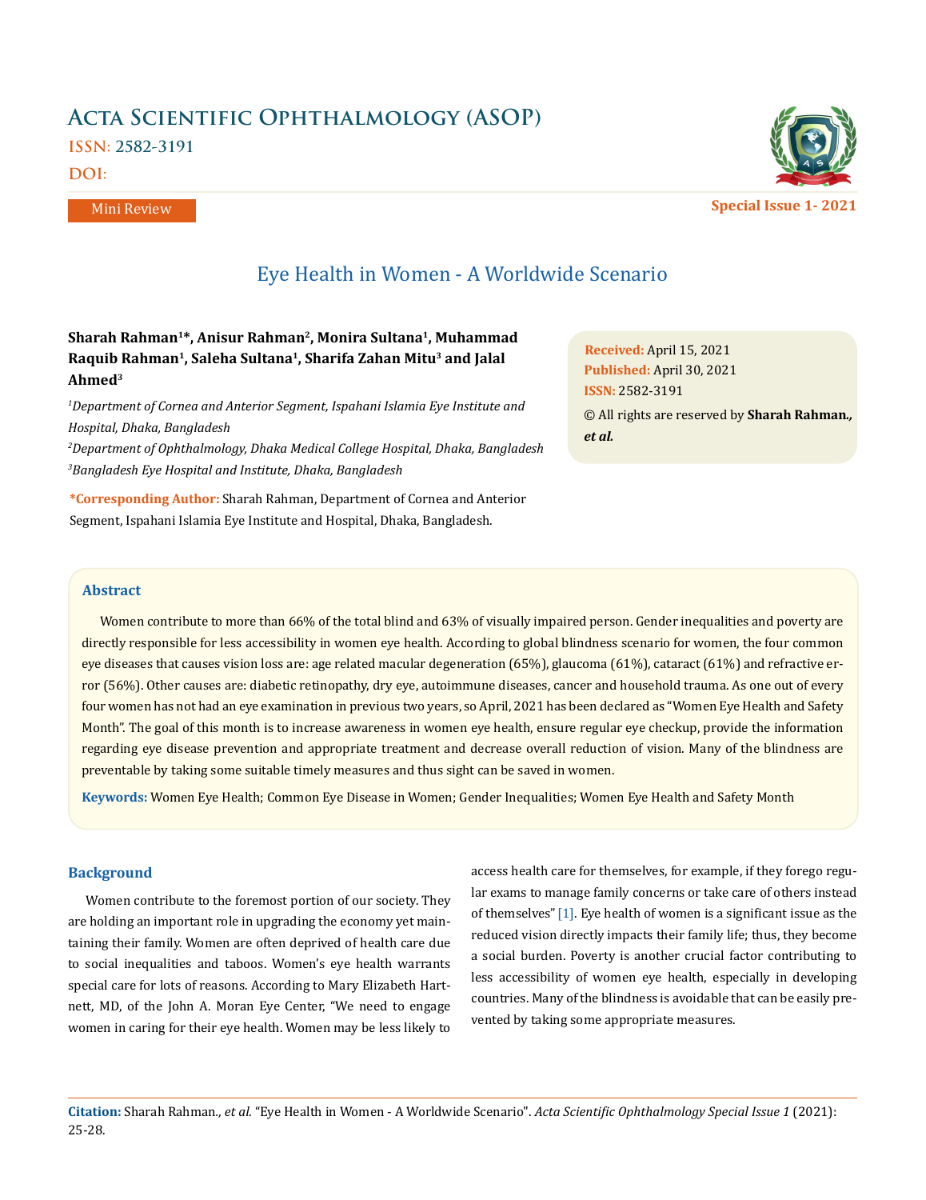Mini Review

# Eye Health in Women - A Worldwide Scenario

**Sharah Rahman[1]*, Anisur Rahman[2], Monira Sultana[1], Muhammad Raquib Rahman[1], Saleha Sultana[1], Sharifa Zahan Mitu[3] and Jalal Ahmed[3]**

[1] *Department of Cornea and Anterior Segment, Ispahani Islamia Eye Institute and Hospital, Dhaka, Bangladesh*

[2] *Department of Ophthalmology, Dhaka Medical College Hospital, Dhaka, Bangladesh*

[3] *Bangladesh Eye Hospital and Institute, Dhaka, Bangladesh*

**\*Corresponding Author:** Sharah Rahman, Department of Cornea and Anterior Segment, Ispahani Islamia Eye Institute and Hospital, Dhaka, Bangladesh.

**Received:** April 15, 2021
**Published:** April 30, 2021
**ISSN:** 2582-3191
© All rights are reserved by **Sharah Rahman., *et al.***

## Abstract

Women contribute to more than 66% of the total blind and 63% of visually impaired person. Gender inequalities and poverty are directly responsible for less accessibility in women eye health. According to global blindness scenario for women, the four common eye diseases that causes vision loss are: age related macular degeneration (65%), glaucoma (61%), cataract (61%) and refractive error (56%). Other causes are: diabetic retinopathy, dry eye, autoimmune diseases, cancer and household trauma. As one out of every four women has not had an eye examination in previous two years, so April, 2021 has been declared as "Women Eye Health and Safety Month". The goal of this month is to increase awareness in women eye health, ensure regular eye checkup, provide the information regarding eye disease prevention and appropriate treatment and decrease overall reduction of vision. Many of the blindness are preventable by taking some suitable timely measures and thus sight can be saved in women.

**Keywords:** Women Eye Health; Common Eye Disease in Women; Gender Inequalities; Women Eye Health and Safety Month

## Background

Women contribute to the foremost portion of our society. They are holding an important role in upgrading the economy yet maintaining their family. Women are often deprived of health care due to social inequalities and taboos. Women's eye health warrants special care for lots of reasons. According to Mary Elizabeth Hartnett, MD, of the John A. Moran Eye Center, "We need to engage women in caring for their eye health. Women may be less likely to access health care for themselves, for example, if they forego regular exams to manage family concerns or take care of others instead of themselves" [1]. Eye health of women is a significant issue as the reduced vision directly impacts their family life; thus, they become a social burden. Poverty is another crucial factor contributing to less accessibility of women eye health, especially in developing countries. Many of the blindness is avoidable that can be easily prevented by taking some appropriate measures.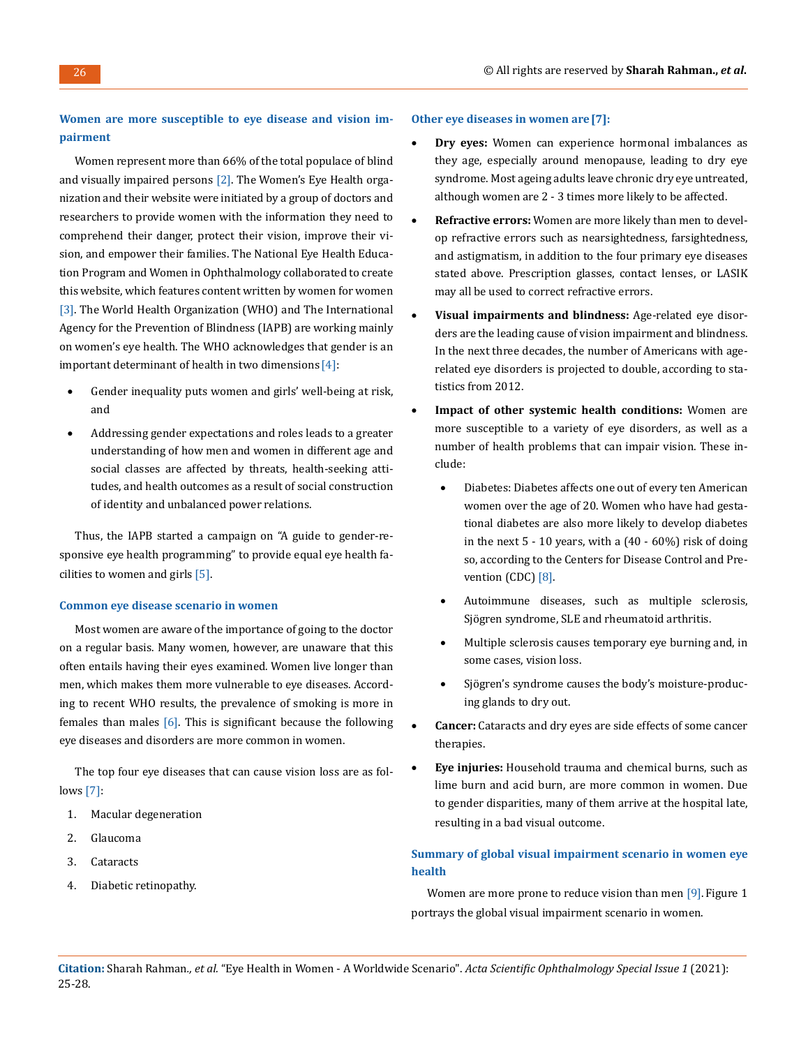### Women are more susceptible to eye disease and vision impairment

Women represent more than 66% of the total populace of blind and visually impaired persons [2]. The Women's Eye Health organization and their website were initiated by a group of doctors and researchers to provide women with the information they need to comprehend their danger, protect their vision, improve their vision, and empower their families. The National Eye Health Education Program and Women in Ophthalmology collaborated to create this website, which features content written by women for women [3]. The World Health Organization (WHO) and The International Agency for the Prevention of Blindness (IAPB) are working mainly on women's eye health. The WHO acknowledges that gender is an important determinant of health in two dimensions [4]:

- Gender inequality puts women and girls' well-being at risk, and
- Addressing gender expectations and roles leads to a greater understanding of how men and women in different age and social classes are affected by threats, health-seeking attitudes, and health outcomes as a result of social construction of identity and unbalanced power relations.

Thus, the IAPB started a campaign on "A guide to gender-responsive eye health programming" to provide equal eye health facilities to women and girls [5].

### Common eye disease scenario in women

Most women are aware of the importance of going to the doctor on a regular basis. Many women, however, are unaware that this often entails having their eyes examined. Women live longer than men, which makes them more vulnerable to eye diseases. According to recent WHO results, the prevalence of smoking is more in females than males [6]. This is significant because the following eye diseases and disorders are more common in women.

The top four eye diseases that can cause vision loss are as follows [7]:

1. Macular degeneration
2. Glaucoma
3. Cataracts
4. Diabetic retinopathy.

### Other eye diseases in women are [7]:

- **Dry eyes:** Women can experience hormonal imbalances as they age, especially around menopause, leading to dry eye syndrome. Most ageing adults leave chronic dry eye untreated, although women are 2 - 3 times more likely to be affected.
- **Refractive errors:** Women are more likely than men to develop refractive errors such as nearsightedness, farsightedness, and astigmatism, in addition to the four primary eye diseases stated above. Prescription glasses, contact lenses, or LASIK may all be used to correct refractive errors.
- **Visual impairments and blindness:** Age-related eye disorders are the leading cause of vision impairment and blindness. In the next three decades, the number of Americans with age-related eye disorders is projected to double, according to statistics from 2012.
- **Impact of other systemic health conditions:** Women are more susceptible to a variety of eye disorders, as well as a number of health problems that can impair vision. These include:
  - Diabetes: Diabetes affects one out of every ten American women over the age of 20. Women who have had gestational diabetes are also more likely to develop diabetes in the next 5 - 10 years, with a (40 - 60%) risk of doing so, according to the Centers for Disease Control and Prevention (CDC) [8].
  - Autoimmune diseases, such as multiple sclerosis, Sjögren syndrome, SLE and rheumatoid arthritis.
  - Multiple sclerosis causes temporary eye burning and, in some cases, vision loss.
  - Sjögren's syndrome causes the body's moisture-producing glands to dry out.
- **Cancer:** Cataracts and dry eyes are side effects of some cancer therapies.
- **Eye injuries:** Household trauma and chemical burns, such as lime burn and acid burn, are more common in women. Due to gender disparities, many of them arrive at the hospital late, resulting in a bad visual outcome.

### Summary of global visual impairment scenario in women eye health

Women are more prone to reduce vision than men [9]. Figure 1 portrays the global visual impairment scenario in women.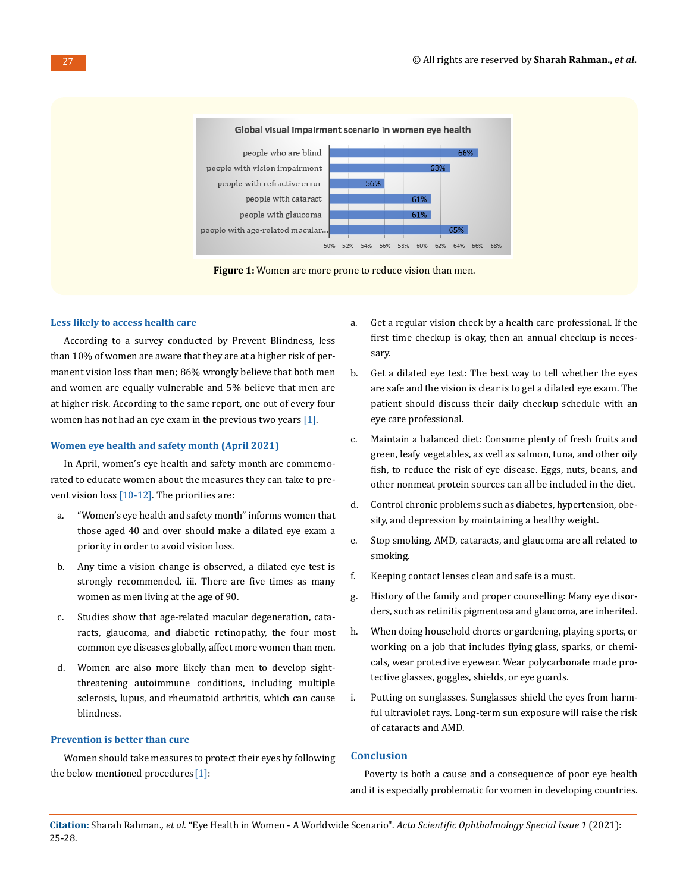Figure 1: Women are more prone to reduce vision than men.

### Less likely to access health care

According to a survey conducted by Prevent Blindness, less than 10% of women are aware that they are at a higher risk of permanent vision loss than men; 86% wrongly believe that both men and women are equally vulnerable and 5% believe that men are at higher risk. According to the same report, one out of every four women has not had an eye exam in the previous two years [1].

### Women eye health and safety month (April 2021)

In April, women's eye health and safety month are commemorated to educate women about the measures they can take to prevent vision loss [10-12]. The priorities are:

a. "Women's eye health and safety month" informs women that those aged 40 and over should make a dilated eye exam a priority in order to avoid vision loss.

b. Any time a vision change is observed, a dilated eye test is strongly recommended. iii. There are five times as many women as men living at the age of 90.

c. Studies show that age-related macular degeneration, cataracts, glaucoma, and diabetic retinopathy, the four most common eye diseases globally, affect more women than men.

d. Women are also more likely than men to develop sight-threatening autoimmune conditions, including multiple sclerosis, lupus, and rheumatoid arthritis, which can cause blindness.

### Prevention is better than cure

Women should take measures to protect their eyes by following the below mentioned procedures [1]:

a. Get a regular vision check by a health care professional. If the first time checkup is okay, then an annual checkup is necessary.

b. Get a dilated eye test: The best way to tell whether the eyes are safe and the vision is clear is to get a dilated eye exam. The patient should discuss their daily checkup schedule with an eye care professional.

c. Maintain a balanced diet: Consume plenty of fresh fruits and green, leafy vegetables, as well as salmon, tuna, and other oily fish, to reduce the risk of eye disease. Eggs, nuts, beans, and other nonmeat protein sources can all be included in the diet.

d. Control chronic problems such as diabetes, hypertension, obesity, and depression by maintaining a healthy weight.

e. Stop smoking. AMD, cataracts, and glaucoma are all related to smoking.

f. Keeping contact lenses clean and safe is a must.

g. History of the family and proper counselling: Many eye disorders, such as retinitis pigmentosa and glaucoma, are inherited.

h. When doing household chores or gardening, playing sports, or working on a job that includes flying glass, sparks, or chemicals, wear protective eyewear. Wear polycarbonate made protective glasses, goggles, shields, or eye guards.

i. Putting on sunglasses. Sunglasses shield the eyes from harmful ultraviolet rays. Long-term sun exposure will raise the risk of cataracts and AMD.

## Conclusion

Poverty is both a cause and a consequence of poor eye health and it is especially problematic for women in developing countries.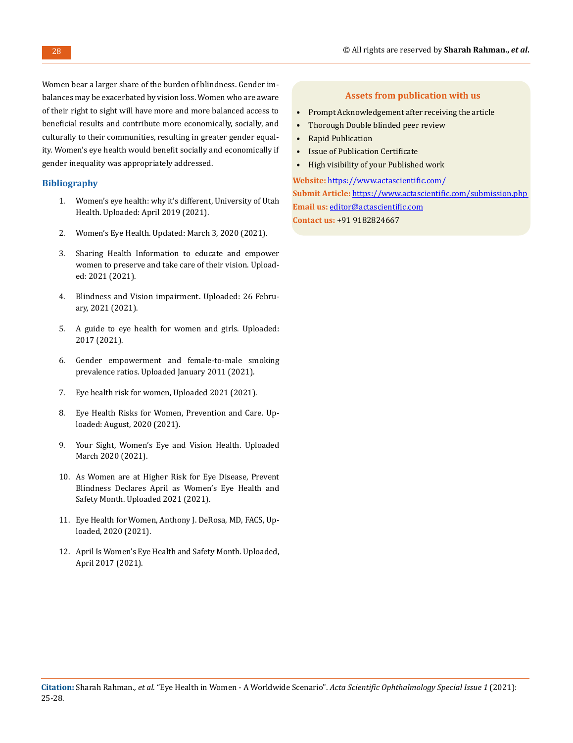Women bear a larger share of the burden of blindness. Gender imbalances may be exacerbated by vision loss. Women who are aware of their right to sight will have more and more balanced access to beneficial results and contribute more economically, socially, and culturally to their communities, resulting in greater gender equality. Women's eye health would benefit socially and economically if gender inequality was appropriately addressed.

## Bibliography

1. Women's eye health: why it's different, University of Utah Health. Uploaded: April 2019 (2021).
2. Women's Eye Health. Updated: March 3, 2020 (2021).
3. Sharing Health Information to educate and empower women to preserve and take care of their vision. Uploaded: 2021 (2021).
4. Blindness and Vision impairment. Uploaded: 26 February, 2021 (2021).
5. A guide to eye health for women and girls. Uploaded: 2017 (2021).
6. Gender empowerment and female-to-male smoking prevalence ratios. Uploaded January 2011 (2021).
7. Eye health risk for women, Uploaded 2021 (2021).
8. Eye Health Risks for Women, Prevention and Care. Uploaded: August, 2020 (2021).
9. Your Sight, Women's Eye and Vision Health. Uploaded March 2020 (2021).
10. As Women are at Higher Risk for Eye Disease, Prevent Blindness Declares April as Women's Eye Health and Safety Month. Uploaded 2021 (2021).
11. Eye Health for Women, Anthony J. DeRosa, MD, FACS, Uploaded, 2020 (2021).
12. April Is Women's Eye Health and Safety Month. Uploaded, April 2017 (2021).

### Assets from publication with us

- Prompt Acknowledgement after receiving the article
- Thorough Double blinded peer review
- Rapid Publication
- Issue of Publication Certificate
- High visibility of your Published work

**Website:** https://www.actascientific.com/
**Submit Article:** https://www.actascientific.com/submission.php
**Email us:** editor@actascientific.com
**Contact us:** +91 9182824667